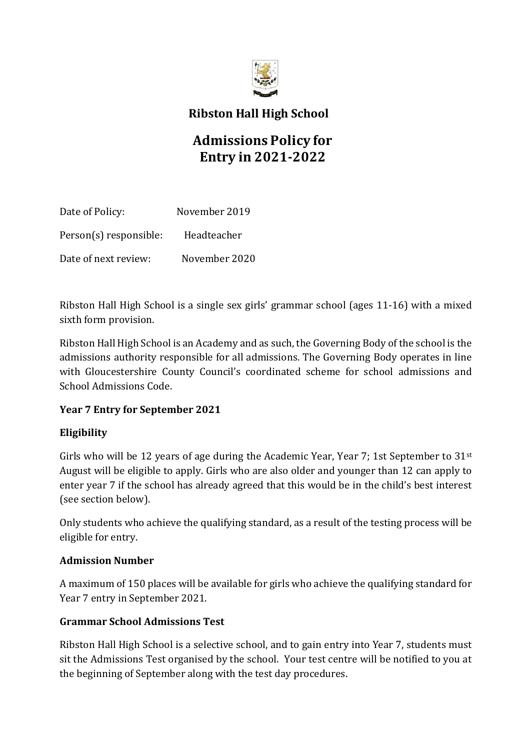# Ribston Hall High School

## Admissions Policy for Entry in 2021-2022

Date of Policy: November 2019

Person(s) responsible: Headteacher

Date of next review: November 2020

Ribston Hall High School is a single sex girls' grammar school (ages 11-16) with a mixed sixth form provision.

Ribston Hall High School is an Academy and as such, the Governing Body of the school is the admissions authority responsible for all admissions. The Governing Body operates in line with Gloucestershire County Council's coordinated scheme for school admissions and School Admissions Code.

**Year 7 Entry for September 2021**

**Eligibility**

Girls who will be 12 years of age during the Academic Year, Year 7; 1st September to 31st August will be eligible to apply. Girls who are also older and younger than 12 can apply to enter year 7 if the school has already agreed that this would be in the child's best interest (see section below).

Only students who achieve the qualifying standard, as a result of the testing process will be eligible for entry.

**Admission Number**

A maximum of 150 places will be available for girls who achieve the qualifying standard for Year 7 entry in September 2021.

**Grammar School Admissions Test**

Ribston Hall High School is a selective school, and to gain entry into Year 7, students must sit the Admissions Test organised by the school. Your test centre will be notified to you at the beginning of September along with the test day procedures.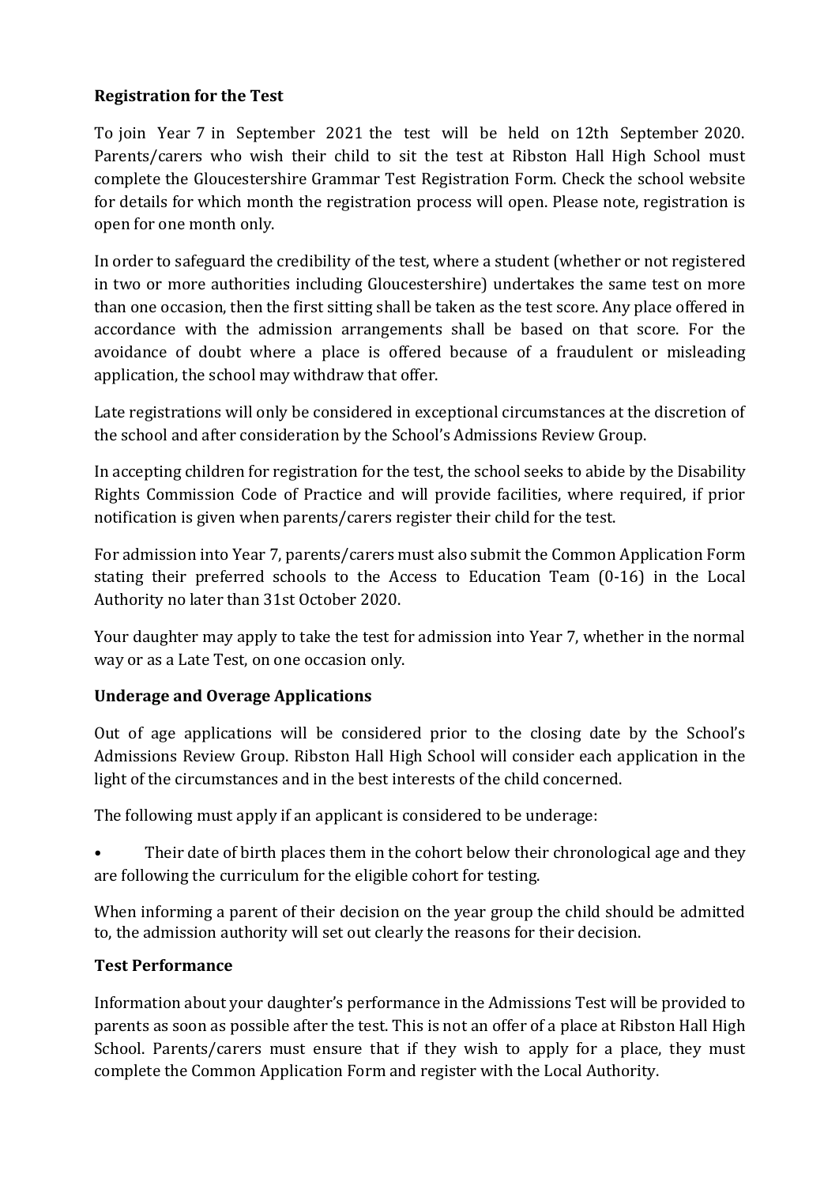**Registration for the Test**

To join Year 7 in September 2021 the test will be held on 12th September 2020. Parents/carers who wish their child to sit the test at Ribston Hall High School must complete the Gloucestershire Grammar Test Registration Form. Check the school website for details for which month the registration process will open. Please note, registration is open for one month only.

In order to safeguard the credibility of the test, where a student (whether or not registered in two or more authorities including Gloucestershire) undertakes the same test on more than one occasion, then the first sitting shall be taken as the test score. Any place offered in accordance with the admission arrangements shall be based on that score. For the avoidance of doubt where a place is offered because of a fraudulent or misleading application, the school may withdraw that offer.

Late registrations will only be considered in exceptional circumstances at the discretion of the school and after consideration by the School's Admissions Review Group.

In accepting children for registration for the test, the school seeks to abide by the Disability Rights Commission Code of Practice and will provide facilities, where required, if prior notification is given when parents/carers register their child for the test.

For admission into Year 7, parents/carers must also submit the Common Application Form stating their preferred schools to the Access to Education Team (0-16) in the Local Authority no later than 31st October 2020.

Your daughter may apply to take the test for admission into Year 7, whether in the normal way or as a Late Test, on one occasion only.

**Underage and Overage Applications**

Out of age applications will be considered prior to the closing date by the School's Admissions Review Group. Ribston Hall High School will consider each application in the light of the circumstances and in the best interests of the child concerned.

The following must apply if an applicant is considered to be underage:

- Their date of birth places them in the cohort below their chronological age and they are following the curriculum for the eligible cohort for testing.

When informing a parent of their decision on the year group the child should be admitted to, the admission authority will set out clearly the reasons for their decision.

**Test Performance**

Information about your daughter's performance in the Admissions Test will be provided to parents as soon as possible after the test. This is not an offer of a place at Ribston Hall High School. Parents/carers must ensure that if they wish to apply for a place, they must complete the Common Application Form and register with the Local Authority.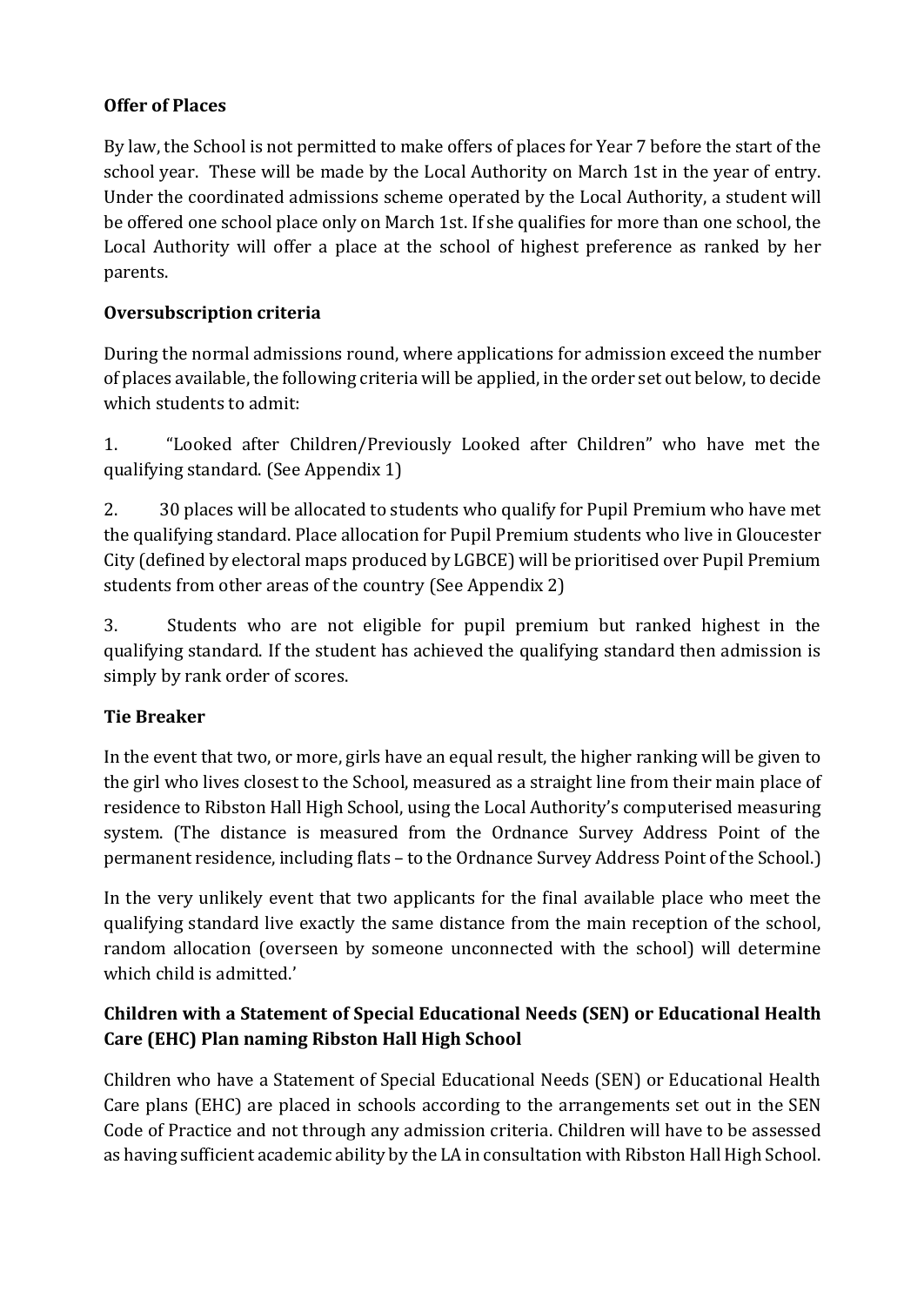**Offer of Places**

By law, the School is not permitted to make offers of places for Year 7 before the start of the school year. These will be made by the Local Authority on March 1st in the year of entry. Under the coordinated admissions scheme operated by the Local Authority, a student will be offered one school place only on March 1st. If she qualifies for more than one school, the Local Authority will offer a place at the school of highest preference as ranked by her parents.

**Oversubscription criteria**

During the normal admissions round, where applications for admission exceed the number of places available, the following criteria will be applied, in the order set out below, to decide which students to admit:

1. "Looked after Children/Previously Looked after Children" who have met the qualifying standard. (See Appendix 1)

2. 30 places will be allocated to students who qualify for Pupil Premium who have met the qualifying standard. Place allocation for Pupil Premium students who live in Gloucester City (defined by electoral maps produced by LGBCE) will be prioritised over Pupil Premium students from other areas of the country (See Appendix 2)

3. Students who are not eligible for pupil premium but ranked highest in the qualifying standard. If the student has achieved the qualifying standard then admission is simply by rank order of scores.

**Tie Breaker**

In the event that two, or more, girls have an equal result, the higher ranking will be given to the girl who lives closest to the School, measured as a straight line from their main place of residence to Ribston Hall High School, using the Local Authority's computerised measuring system. (The distance is measured from the Ordnance Survey Address Point of the permanent residence, including flats – to the Ordnance Survey Address Point of the School.)

In the very unlikely event that two applicants for the final available place who meet the qualifying standard live exactly the same distance from the main reception of the school, random allocation (overseen by someone unconnected with the school) will determine which child is admitted.'

**Children with a Statement of Special Educational Needs (SEN) or Educational Health Care (EHC) Plan naming Ribston Hall High School**

Children who have a Statement of Special Educational Needs (SEN) or Educational Health Care plans (EHC) are placed in schools according to the arrangements set out in the SEN Code of Practice and not through any admission criteria. Children will have to be assessed as having sufficient academic ability by the LA in consultation with Ribston Hall High School.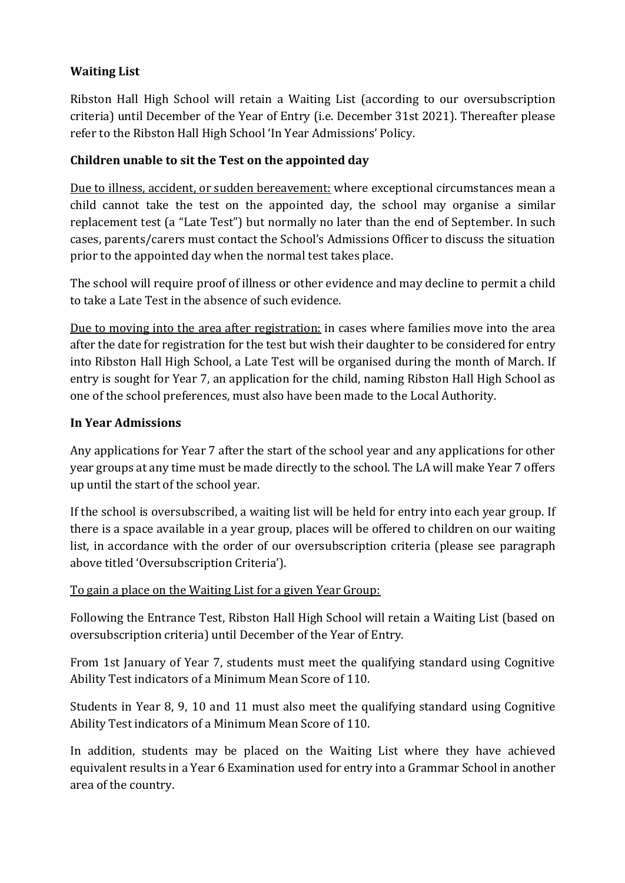**Waiting List**

Ribston Hall High School will retain a Waiting List (according to our oversubscription criteria) until December of the Year of Entry (i.e. December 31st 2021). Thereafter please refer to the Ribston Hall High School 'In Year Admissions' Policy.

**Children unable to sit the Test on the appointed day**

Due to illness, accident, or sudden bereavement: where exceptional circumstances mean a child cannot take the test on the appointed day, the school may organise a similar replacement test (a "Late Test") but normally no later than the end of September. In such cases, parents/carers must contact the School's Admissions Officer to discuss the situation prior to the appointed day when the normal test takes place.

The school will require proof of illness or other evidence and may decline to permit a child to take a Late Test in the absence of such evidence.

Due to moving into the area after registration: in cases where families move into the area after the date for registration for the test but wish their daughter to be considered for entry into Ribston Hall High School, a Late Test will be organised during the month of March. If entry is sought for Year 7, an application for the child, naming Ribston Hall High School as one of the school preferences, must also have been made to the Local Authority.

**In Year Admissions**

Any applications for Year 7 after the start of the school year and any applications for other year groups at any time must be made directly to the school. The LA will make Year 7 offers up until the start of the school year.

If the school is oversubscribed, a waiting list will be held for entry into each year group. If there is a space available in a year group, places will be offered to children on our waiting list, in accordance with the order of our oversubscription criteria (please see paragraph above titled 'Oversubscription Criteria').

To gain a place on the Waiting List for a given Year Group:

Following the Entrance Test, Ribston Hall High School will retain a Waiting List (based on oversubscription criteria) until December of the Year of Entry.

From 1st January of Year 7, students must meet the qualifying standard using Cognitive Ability Test indicators of a Minimum Mean Score of 110.

Students in Year 8, 9, 10 and 11 must also meet the qualifying standard using Cognitive Ability Test indicators of a Minimum Mean Score of 110.

In addition, students may be placed on the Waiting List where they have achieved equivalent results in a Year 6 Examination used for entry into a Grammar School in another area of the country.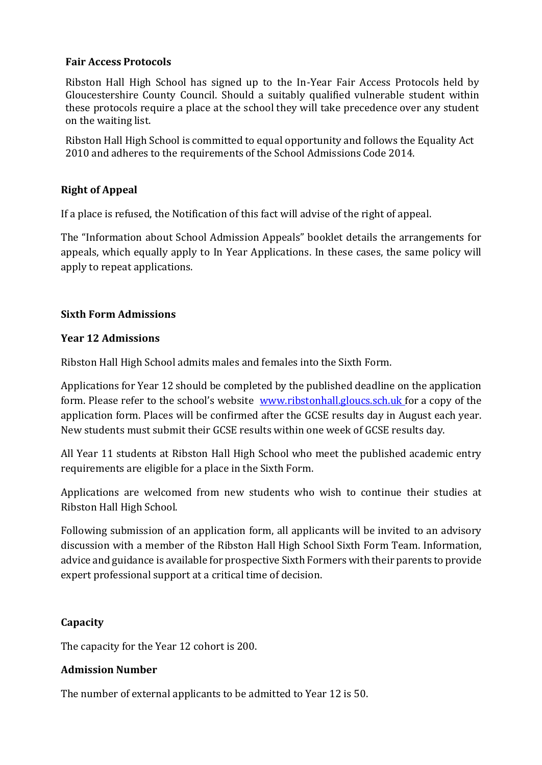**Fair Access Protocols**

Ribston Hall High School has signed up to the In-Year Fair Access Protocols held by Gloucestershire County Council. Should a suitably qualified vulnerable student within these protocols require a place at the school they will take precedence over any student on the waiting list.

Ribston Hall High School is committed to equal opportunity and follows the Equality Act 2010 and adheres to the requirements of the School Admissions Code 2014.

**Right of Appeal**

If a place is refused, the Notification of this fact will advise of the right of appeal.

The "Information about School Admission Appeals" booklet details the arrangements for appeals, which equally apply to In Year Applications. In these cases, the same policy will apply to repeat applications.

**Sixth Form Admissions**

**Year 12 Admissions**

Ribston Hall High School admits males and females into the Sixth Form.

Applications for Year 12 should be completed by the published deadline on the application form. Please refer to the school's website [www.ribstonhall.gloucs.sch.uk](http://www.ribstonhall.gloucs.sch.uk) for a copy of the application form. Places will be confirmed after the GCSE results day in August each year. New students must submit their GCSE results within one week of GCSE results day.

All Year 11 students at Ribston Hall High School who meet the published academic entry requirements are eligible for a place in the Sixth Form.

Applications are welcomed from new students who wish to continue their studies at Ribston Hall High School.

Following submission of an application form, all applicants will be invited to an advisory discussion with a member of the Ribston Hall High School Sixth Form Team. Information, advice and guidance is available for prospective Sixth Formers with their parents to provide expert professional support at a critical time of decision.

**Capacity**

The capacity for the Year 12 cohort is 200.

**Admission Number**

The number of external applicants to be admitted to Year 12 is 50.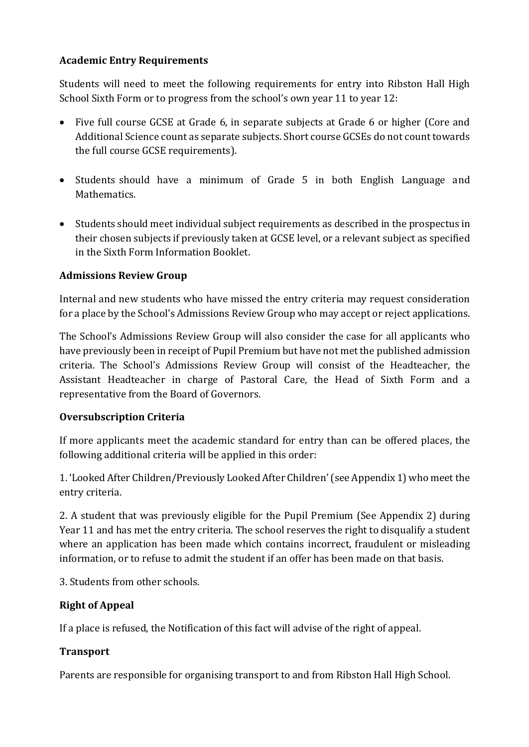**Academic Entry Requirements**

Students will need to meet the following requirements for entry into Ribston Hall High School Sixth Form or to progress from the school's own year 11 to year 12:

- Five full course GCSE at Grade 6, in separate subjects at Grade 6 or higher (Core and Additional Science count as separate subjects. Short course GCSEs do not count towards the full course GCSE requirements).
- Students should have a minimum of Grade 5 in both English Language and Mathematics.
- Students should meet individual subject requirements as described in the prospectus in their chosen subjects if previously taken at GCSE level, or a relevant subject as specified in the Sixth Form Information Booklet.

**Admissions Review Group**

Internal and new students who have missed the entry criteria may request consideration for a place by the School's Admissions Review Group who may accept or reject applications.

The School's Admissions Review Group will also consider the case for all applicants who have previously been in receipt of Pupil Premium but have not met the published admission criteria. The School's Admissions Review Group will consist of the Headteacher, the Assistant Headteacher in charge of Pastoral Care, the Head of Sixth Form and a representative from the Board of Governors.

**Oversubscription Criteria**

If more applicants meet the academic standard for entry than can be offered places, the following additional criteria will be applied in this order:

1. 'Looked After Children/Previously Looked After Children' (see Appendix 1) who meet the entry criteria.

2. A student that was previously eligible for the Pupil Premium (See Appendix 2) during Year 11 and has met the entry criteria. The school reserves the right to disqualify a student where an application has been made which contains incorrect, fraudulent or misleading information, or to refuse to admit the student if an offer has been made on that basis.

3. Students from other schools.

**Right of Appeal**

If a place is refused, the Notification of this fact will advise of the right of appeal.

**Transport**

Parents are responsible for organising transport to and from Ribston Hall High School.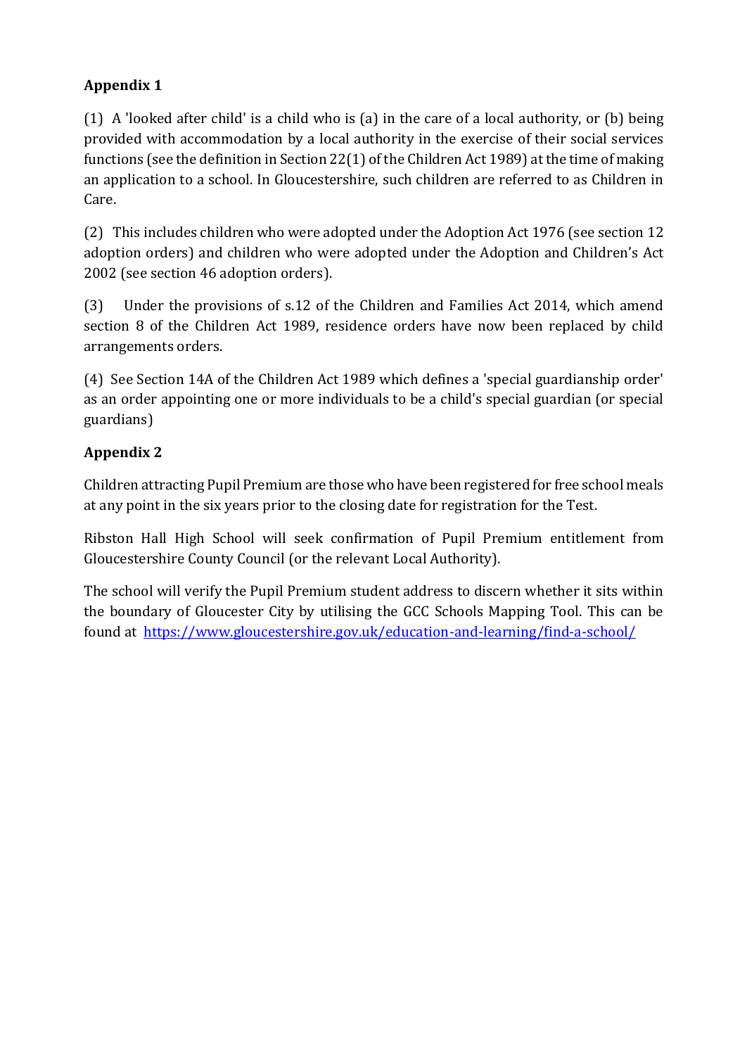**Appendix 1**

(1) A 'looked after child' is a child who is (a) in the care of a local authority, or (b) being provided with accommodation by a local authority in the exercise of their social services functions (see the definition in Section 22(1) of the Children Act 1989) at the time of making an application to a school. In Gloucestershire, such children are referred to as Children in Care.

(2) This includes children who were adopted under the Adoption Act 1976 (see section 12 adoption orders) and children who were adopted under the Adoption and Children's Act 2002 (see section 46 adoption orders).

(3) Under the provisions of s.12 of the Children and Families Act 2014, which amend section 8 of the Children Act 1989, residence orders have now been replaced by child arrangements orders.

(4) See Section 14A of the Children Act 1989 which defines a 'special guardianship order' as an order appointing one or more individuals to be a child's special guardian (or special guardians)

**Appendix 2**

Children attracting Pupil Premium are those who have been registered for free school meals at any point in the six years prior to the closing date for registration for the Test.

Ribston Hall High School will seek confirmation of Pupil Premium entitlement from Gloucestershire County Council (or the relevant Local Authority).

The school will verify the Pupil Premium student address to discern whether it sits within the boundary of Gloucester City by utilising the GCC Schools Mapping Tool. This can be found at [https://www.gloucestershire.gov.uk/education-and-learning/find-a-school/](https://www.gloucestershire.gov.uk/education-and-learning/find-a-school/)